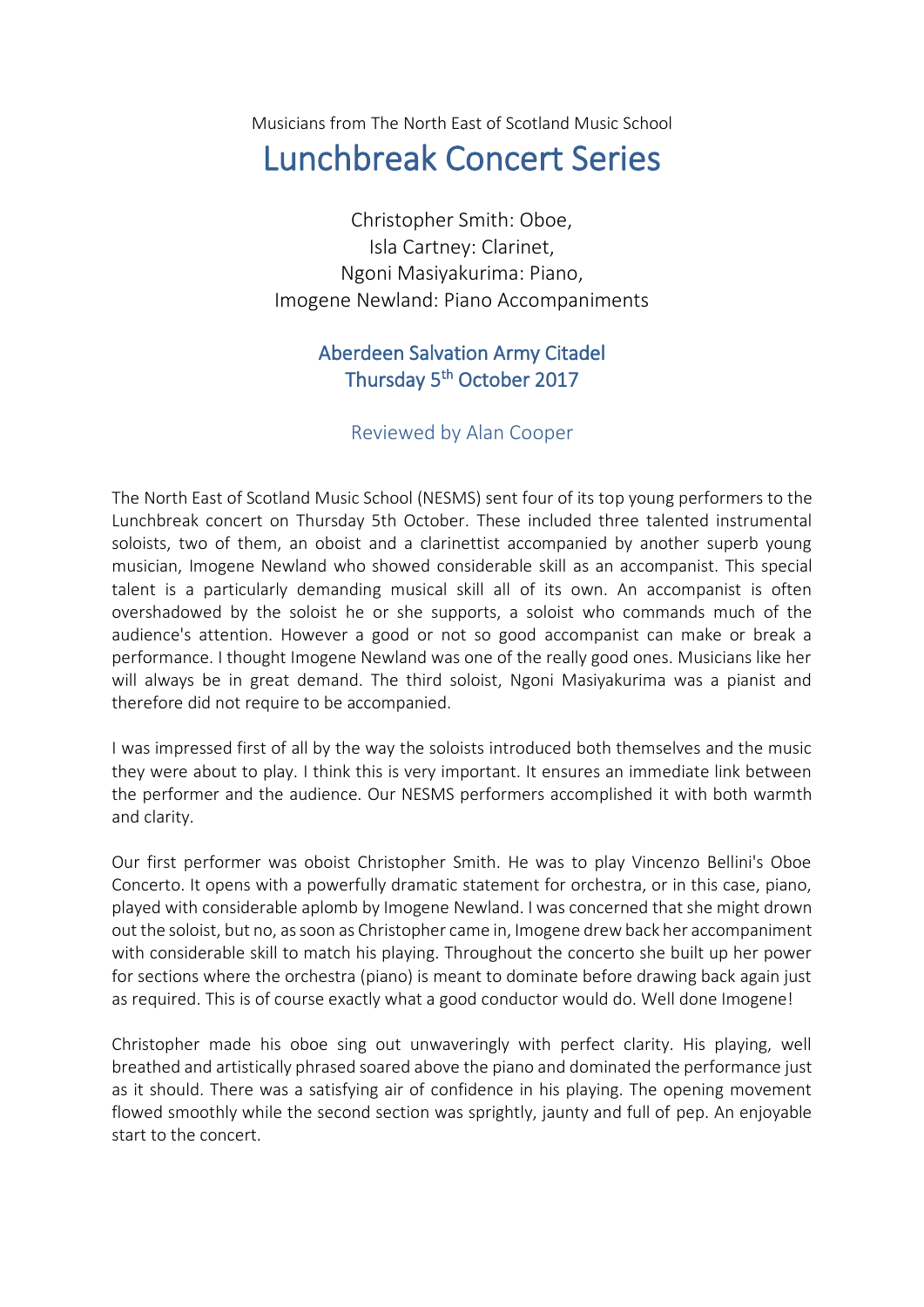Musicians from The North East of Scotland Music School

# Lunchbreak Concert Series

Christopher Smith: Oboe,
Isla Cartney: Clarinet,
Ngoni Masiyakurima: Piano,
Imogene Newland: Piano Accompaniments

## Aberdeen Salvation Army Citadel
## Thursday 5th October 2017

### Reviewed by Alan Cooper

The North East of Scotland Music School (NESMS) sent four of its top young performers to the Lunchbreak concert on Thursday 5th October. These included three talented instrumental soloists, two of them, an oboist and a clarinettist accompanied by another superb young musician, Imogene Newland who showed considerable skill as an accompanist. This special talent is a particularly demanding musical skill all of its own. An accompanist is often overshadowed by the soloist he or she supports, a soloist who commands much of the audience's attention. However a good or not so good accompanist can make or break a performance. I thought Imogene Newland was one of the really good ones. Musicians like her will always be in great demand. The third soloist, Ngoni Masiyakurima was a pianist and therefore did not require to be accompanied.

I was impressed first of all by the way the soloists introduced both themselves and the music they were about to play. I think this is very important. It ensures an immediate link between the performer and the audience. Our NESMS performers accomplished it with both warmth and clarity.

Our first performer was oboist Christopher Smith. He was to play Vincenzo Bellini's Oboe Concerto. It opens with a powerfully dramatic statement for orchestra, or in this case, piano, played with considerable aplomb by Imogene Newland. I was concerned that she might drown out the soloist, but no, as soon as Christopher came in, Imogene drew back her accompaniment with considerable skill to match his playing. Throughout the concerto she built up her power for sections where the orchestra (piano) is meant to dominate before drawing back again just as required. This is of course exactly what a good conductor would do. Well done Imogene!

Christopher made his oboe sing out unwaveringly with perfect clarity. His playing, well breathed and artistically phrased soared above the piano and dominated the performance just as it should. There was a satisfying air of confidence in his playing. The opening movement flowed smoothly while the second section was sprightly, jaunty and full of pep. An enjoyable start to the concert.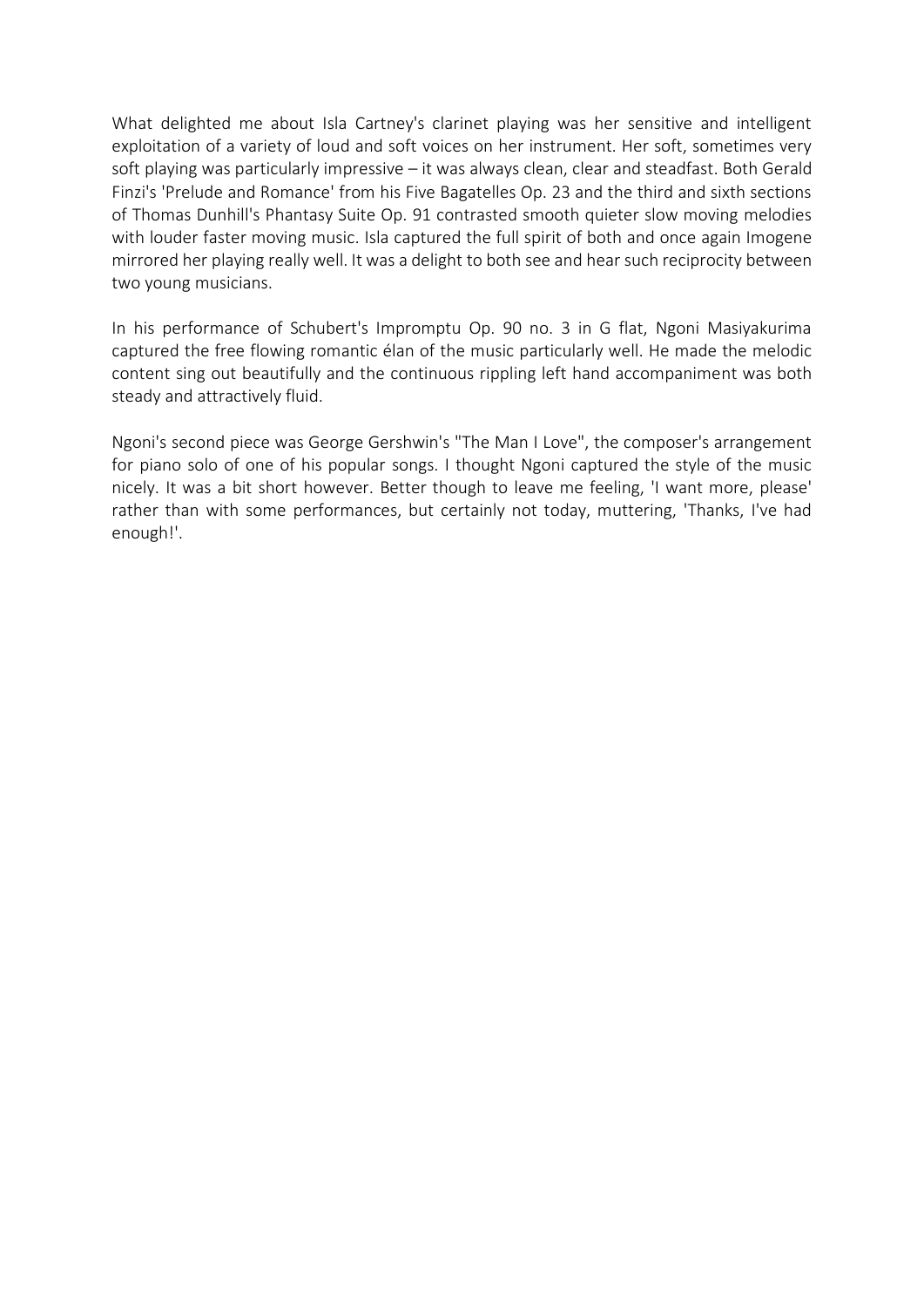What delighted me about Isla Cartney's clarinet playing was her sensitive and intelligent exploitation of a variety of loud and soft voices on her instrument. Her soft, sometimes very soft playing was particularly impressive – it was always clean, clear and steadfast. Both Gerald Finzi's 'Prelude and Romance' from his Five Bagatelles Op. 23 and the third and sixth sections of Thomas Dunhill's Phantasy Suite Op. 91 contrasted smooth quieter slow moving melodies with louder faster moving music. Isla captured the full spirit of both and once again Imogene mirrored her playing really well. It was a delight to both see and hear such reciprocity between two young musicians.

In his performance of Schubert's Impromptu Op. 90 no. 3 in G flat, Ngoni Masiyakurima captured the free flowing romantic élan of the music particularly well. He made the melodic content sing out beautifully and the continuous rippling left hand accompaniment was both steady and attractively fluid.

Ngoni's second piece was George Gershwin's "The Man I Love", the composer's arrangement for piano solo of one of his popular songs. I thought Ngoni captured the style of the music nicely. It was a bit short however. Better though to leave me feeling, 'I want more, please' rather than with some performances, but certainly not today, muttering, 'Thanks, I've had enough!'.